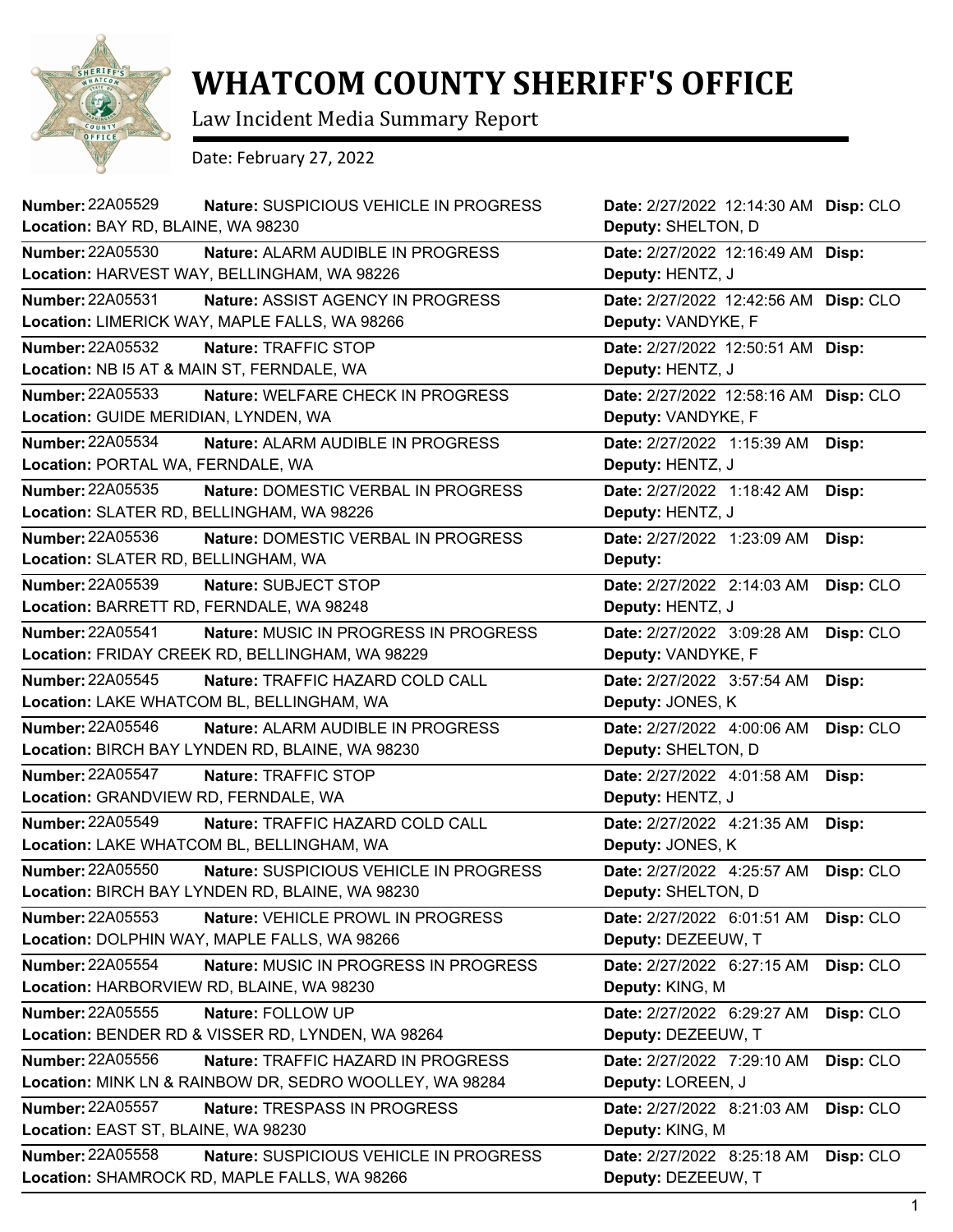# WHATCOM COUNTY SHERIFF'S OFFICE

Law Incident Media Summary Report

Date: February 27, 2022

| Number | Nature | Location | Date | Deputy | Disp |
|---|---|---|---|---|---|
| 22A05529 | SUSPICIOUS VEHICLE IN PROGRESS | BAY RD, BLAINE, WA 98230 | 2/27/2022 12:14:30 AM | SHELTON, D | CLO |
| 22A05530 | ALARM AUDIBLE IN PROGRESS | HARVEST WAY, BELLINGHAM, WA 98226 | 2/27/2022 12:16:49 AM | HENTZ, J | |
| 22A05531 | ASSIST AGENCY IN PROGRESS | LIMERICK WAY, MAPLE FALLS, WA 98266 | 2/27/2022 12:42:56 AM | VANDYKE, F | CLO |
| 22A05532 | TRAFFIC STOP | NB I5 AT & MAIN ST, FERNDALE, WA | 2/27/2022 12:50:51 AM | HENTZ, J | |
| 22A05533 | WELFARE CHECK IN PROGRESS | GUIDE MERIDIAN, LYNDEN, WA | 2/27/2022 12:58:16 AM | VANDYKE, F | CLO |
| 22A05534 | ALARM AUDIBLE IN PROGRESS | PORTAL WA, FERNDALE, WA | 2/27/2022 1:15:39 AM | HENTZ, J | |
| 22A05535 | DOMESTIC VERBAL IN PROGRESS | SLATER RD, BELLINGHAM, WA 98226 | 2/27/2022 1:18:42 AM | HENTZ, J | |
| 22A05536 | DOMESTIC VERBAL IN PROGRESS | SLATER RD, BELLINGHAM, WA | 2/27/2022 1:23:09 AM | | |
| 22A05539 | SUBJECT STOP | BARRETT RD, FERNDALE, WA 98248 | 2/27/2022 2:14:03 AM | HENTZ, J | CLO |
| 22A05541 | MUSIC IN PROGRESS IN PROGRESS | FRIDAY CREEK RD, BELLINGHAM, WA 98229 | 2/27/2022 3:09:28 AM | VANDYKE, F | CLO |
| 22A05545 | TRAFFIC HAZARD COLD CALL | LAKE WHATCOM BL, BELLINGHAM, WA | 2/27/2022 3:57:54 AM | JONES, K | |
| 22A05546 | ALARM AUDIBLE IN PROGRESS | BIRCH BAY LYNDEN RD, BLAINE, WA 98230 | 2/27/2022 4:00:06 AM | SHELTON, D | CLO |
| 22A05547 | TRAFFIC STOP | GRANDVIEW RD, FERNDALE, WA | 2/27/2022 4:01:58 AM | HENTZ, J | |
| 22A05549 | TRAFFIC HAZARD COLD CALL | LAKE WHATCOM BL, BELLINGHAM, WA | 2/27/2022 4:21:35 AM | JONES, K | |
| 22A05550 | SUSPICIOUS VEHICLE IN PROGRESS | BIRCH BAY LYNDEN RD, BLAINE, WA 98230 | 2/27/2022 4:25:57 AM | SHELTON, D | CLO |
| 22A05553 | VEHICLE PROWL IN PROGRESS | DOLPHIN WAY, MAPLE FALLS, WA 98266 | 2/27/2022 6:01:51 AM | DEZEEUW, T | CLO |
| 22A05554 | MUSIC IN PROGRESS IN PROGRESS | HARBORVIEW RD, BLAINE, WA 98230 | 2/27/2022 6:27:15 AM | KING, M | CLO |
| 22A05555 | FOLLOW UP | BENDER RD & VISSER RD, LYNDEN, WA 98264 | 2/27/2022 6:29:27 AM | DEZEEUW, T | CLO |
| 22A05556 | TRAFFIC HAZARD IN PROGRESS | MINK LN & RAINBOW DR, SEDRO WOOLLEY, WA 98284 | 2/27/2022 7:29:10 AM | LOREEN, J | CLO |
| 22A05557 | TRESPASS IN PROGRESS | EAST ST, BLAINE, WA 98230 | 2/27/2022 8:21:03 AM | KING, M | CLO |
| 22A05558 | SUSPICIOUS VEHICLE IN PROGRESS | SHAMROCK RD, MAPLE FALLS, WA 98266 | 2/27/2022 8:25:18 AM | DEZEEUW, T | CLO |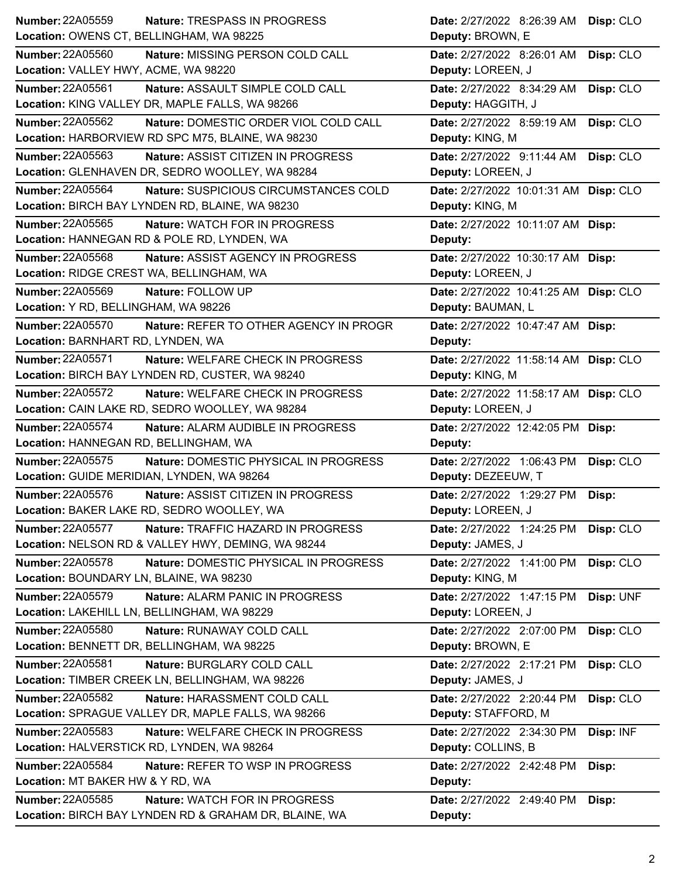| Number | Nature | Date | Disp | Location | Deputy |
|---|---|---|---|---|---|
| 22A05559 | TRESPASS IN PROGRESS | 2/27/2022 8:26:39 AM | CLO | OWENS CT, BELLINGHAM, WA 98225 | BROWN, E |
| 22A05560 | MISSING PERSON COLD CALL | 2/27/2022 8:26:01 AM | CLO | VALLEY HWY, ACME, WA 98220 | LOREEN, J |
| 22A05561 | ASSAULT SIMPLE COLD CALL | 2/27/2022 8:34:29 AM | CLO | KING VALLEY DR, MAPLE FALLS, WA 98266 | HAGGITH, J |
| 22A05562 | DOMESTIC ORDER VIOL COLD CALL | 2/27/2022 8:59:19 AM | CLO | HARBORVIEW RD SPC M75, BLAINE, WA 98230 | KING, M |
| 22A05563 | ASSIST CITIZEN IN PROGRESS | 2/27/2022 9:11:44 AM | CLO | GLENHAVEN DR, SEDRO WOOLLEY, WA 98284 | LOREEN, J |
| 22A05564 | SUSPICIOUS CIRCUMSTANCES COLD | 2/27/2022 10:01:31 AM | CLO | BIRCH BAY LYNDEN RD, BLAINE, WA 98230 | KING, M |
| 22A05565 | WATCH FOR IN PROGRESS | 2/27/2022 10:11:07 AM | | HANNEGAN RD & POLE RD, LYNDEN, WA | |
| 22A05568 | ASSIST AGENCY IN PROGRESS | 2/27/2022 10:30:17 AM | | RIDGE CREST WA, BELLINGHAM, WA | LOREEN, J |
| 22A05569 | FOLLOW UP | 2/27/2022 10:41:25 AM | CLO | Y RD, BELLINGHAM, WA 98226 | BAUMAN, L |
| 22A05570 | REFER TO OTHER AGENCY IN PROGR | 2/27/2022 10:47:47 AM | | BARNHART RD, LYNDEN, WA | |
| 22A05571 | WELFARE CHECK IN PROGRESS | 2/27/2022 11:58:14 AM | CLO | BIRCH BAY LYNDEN RD, CUSTER, WA 98240 | KING, M |
| 22A05572 | WELFARE CHECK IN PROGRESS | 2/27/2022 11:58:17 AM | CLO | CAIN LAKE RD, SEDRO WOOLLEY, WA 98284 | LOREEN, J |
| 22A05574 | ALARM AUDIBLE IN PROGRESS | 2/27/2022 12:42:05 PM | | HANNEGAN RD, BELLINGHAM, WA | |
| 22A05575 | DOMESTIC PHYSICAL IN PROGRESS | 2/27/2022 1:06:43 PM | CLO | GUIDE MERIDIAN, LYNDEN, WA 98264 | DEZEEUW, T |
| 22A05576 | ASSIST CITIZEN IN PROGRESS | 2/27/2022 1:29:27 PM | | BAKER LAKE RD, SEDRO WOOLLEY, WA | LOREEN, J |
| 22A05577 | TRAFFIC HAZARD IN PROGRESS | 2/27/2022 1:24:25 PM | CLO | NELSON RD & VALLEY HWY, DEMING, WA 98244 | JAMES, J |
| 22A05578 | DOMESTIC PHYSICAL IN PROGRESS | 2/27/2022 1:41:00 PM | CLO | BOUNDARY LN, BLAINE, WA 98230 | KING, M |
| 22A05579 | ALARM PANIC IN PROGRESS | 2/27/2022 1:47:15 PM | UNF | LAKEHILL LN, BELLINGHAM, WA 98229 | LOREEN, J |
| 22A05580 | RUNAWAY COLD CALL | 2/27/2022 2:07:00 PM | CLO | BENNETT DR, BELLINGHAM, WA 98225 | BROWN, E |
| 22A05581 | BURGLARY COLD CALL | 2/27/2022 2:17:21 PM | CLO | TIMBER CREEK LN, BELLINGHAM, WA 98226 | JAMES, J |
| 22A05582 | HARASSMENT COLD CALL | 2/27/2022 2:20:44 PM | CLO | SPRAGUE VALLEY DR, MAPLE FALLS, WA 98266 | STAFFORD, M |
| 22A05583 | WELFARE CHECK IN PROGRESS | 2/27/2022 2:34:30 PM | INF | HALVERSTICK RD, LYNDEN, WA 98264 | COLLINS, B |
| 22A05584 | REFER TO WSP IN PROGRESS | 2/27/2022 2:42:48 PM | | MT BAKER HW & Y RD, WA | |
| 22A05585 | WATCH FOR IN PROGRESS | 2/27/2022 2:49:40 PM | | BIRCH BAY LYNDEN RD & GRAHAM DR, BLAINE, WA | |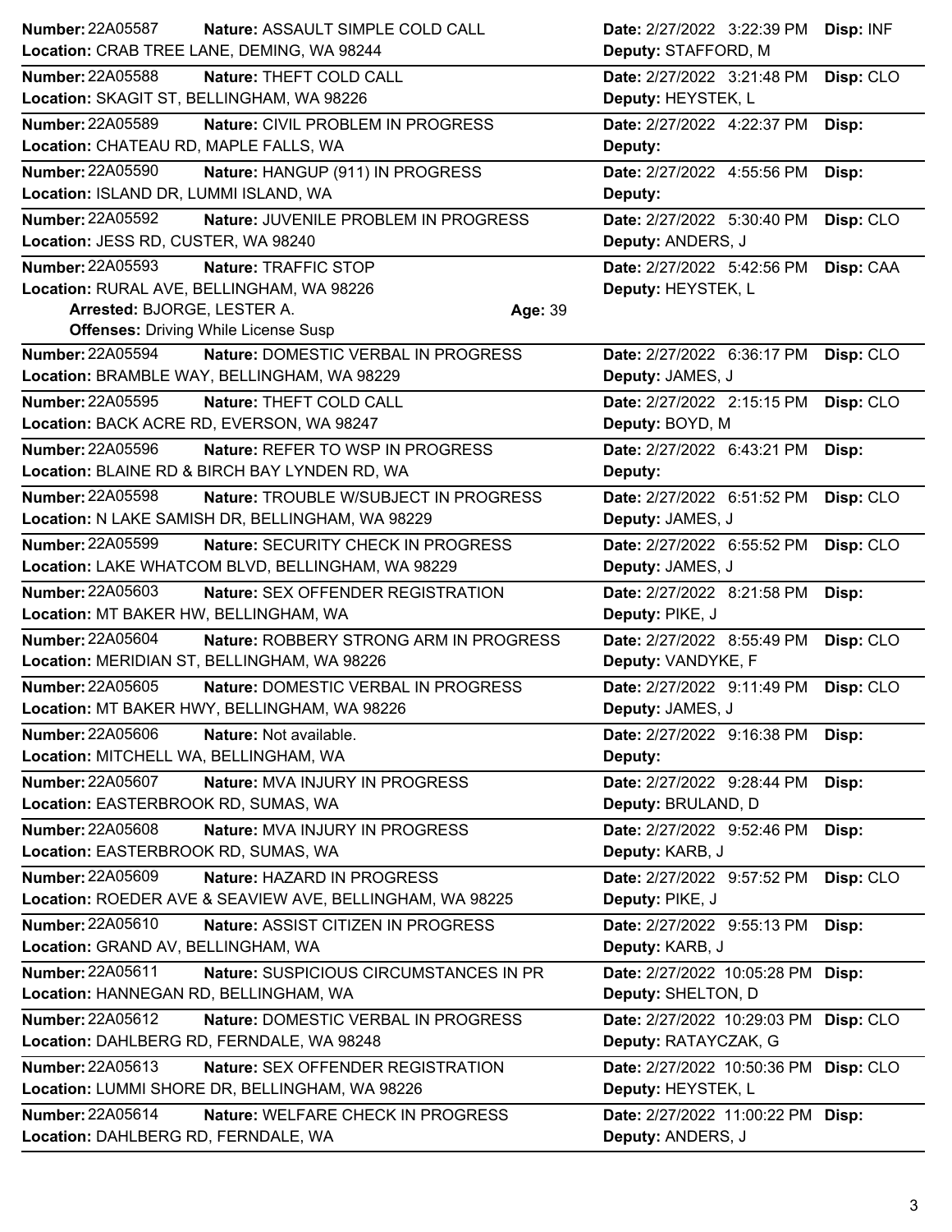**Number:** 22A05587 **Nature:** ASSAULT SIMPLE COLD CALL **Date:** 2/27/2022 3:22:39 PM **Disp:** INF
**Location:** CRAB TREE LANE, DEMING, WA 98244 **Deputy:** STAFFORD, M

---

**Number:** 22A05588 **Nature:** THEFT COLD CALL **Date:** 2/27/2022 3:21:48 PM **Disp:** CLO
**Location:** SKAGIT ST, BELLINGHAM, WA 98226 **Deputy:** HEYSTEK, L

---

**Number:** 22A05589 **Nature:** CIVIL PROBLEM IN PROGRESS **Date:** 2/27/2022 4:22:37 PM **Disp:**
**Location:** CHATEAU RD, MAPLE FALLS, WA **Deputy:**

---

**Number:** 22A05590 **Nature:** HANGUP (911) IN PROGRESS **Date:** 2/27/2022 4:55:56 PM **Disp:**
**Location:** ISLAND DR, LUMMI ISLAND, WA **Deputy:**

---

**Number:** 22A05592 **Nature:** JUVENILE PROBLEM IN PROGRESS **Date:** 2/27/2022 5:30:40 PM **Disp:** CLO
**Location:** JESS RD, CUSTER, WA 98240 **Deputy:** ANDERS, J

---

**Number:** 22A05593 **Nature:** TRAFFIC STOP **Date:** 2/27/2022 5:42:56 PM **Disp:** CAA
**Location:** RURAL AVE, BELLINGHAM, WA 98226 **Deputy:** HEYSTEK, L
**Arrested:** BJORGE, LESTER A. **Age:** 39
**Offenses:** Driving While License Susp

---

**Number:** 22A05594 **Nature:** DOMESTIC VERBAL IN PROGRESS **Date:** 2/27/2022 6:36:17 PM **Disp:** CLO
**Location:** BRAMBLE WAY, BELLINGHAM, WA 98229 **Deputy:** JAMES, J

---

**Number:** 22A05595 **Nature:** THEFT COLD CALL **Date:** 2/27/2022 2:15:15 PM **Disp:** CLO
**Location:** BACK ACRE RD, EVERSON, WA 98247 **Deputy:** BOYD, M

---

**Number:** 22A05596 **Nature:** REFER TO WSP IN PROGRESS **Date:** 2/27/2022 6:43:21 PM **Disp:**
**Location:** BLAINE RD & BIRCH BAY LYNDEN RD, WA **Deputy:**

---

**Number:** 22A05598 **Nature:** TROUBLE W/SUBJECT IN PROGRESS **Date:** 2/27/2022 6:51:52 PM **Disp:** CLO
**Location:** N LAKE SAMISH DR, BELLINGHAM, WA 98229 **Deputy:** JAMES, J

---

**Number:** 22A05599 **Nature:** SECURITY CHECK IN PROGRESS **Date:** 2/27/2022 6:55:52 PM **Disp:** CLO
**Location:** LAKE WHATCOM BLVD, BELLINGHAM, WA 98229 **Deputy:** JAMES, J

---

**Number:** 22A05603 **Nature:** SEX OFFENDER REGISTRATION **Date:** 2/27/2022 8:21:58 PM **Disp:**
**Location:** MT BAKER HW, BELLINGHAM, WA **Deputy:** PIKE, J

---

**Number:** 22A05604 **Nature:** ROBBERY STRONG ARM IN PROGRESS **Date:** 2/27/2022 8:55:49 PM **Disp:** CLO
**Location:** MERIDIAN ST, BELLINGHAM, WA 98226 **Deputy:** VANDYKE, F

---

**Number:** 22A05605 **Nature:** DOMESTIC VERBAL IN PROGRESS **Date:** 2/27/2022 9:11:49 PM **Disp:** CLO
**Location:** MT BAKER HWY, BELLINGHAM, WA 98226 **Deputy:** JAMES, J

---

**Number:** 22A05606 **Nature:** Not available. **Date:** 2/27/2022 9:16:38 PM **Disp:**
**Location:** MITCHELL WA, BELLINGHAM, WA **Deputy:**

---

**Number:** 22A05607 **Nature:** MVA INJURY IN PROGRESS **Date:** 2/27/2022 9:28:44 PM **Disp:**
**Location:** EASTERBROOK RD, SUMAS, WA **Deputy:** BRULAND, D

---

**Number:** 22A05608 **Nature:** MVA INJURY IN PROGRESS **Date:** 2/27/2022 9:52:46 PM **Disp:**
**Location:** EASTERBROOK RD, SUMAS, WA **Deputy:** KARB, J

---

**Number:** 22A05609 **Nature:** HAZARD IN PROGRESS **Date:** 2/27/2022 9:57:52 PM **Disp:** CLO
**Location:** ROEDER AVE & SEAVIEW AVE, BELLINGHAM, WA 98225 **Deputy:** PIKE, J

---

**Number:** 22A05610 **Nature:** ASSIST CITIZEN IN PROGRESS **Date:** 2/27/2022 9:55:13 PM **Disp:**
**Location:** GRAND AV, BELLINGHAM, WA **Deputy:** KARB, J

---

**Number:** 22A05611 **Nature:** SUSPICIOUS CIRCUMSTANCES IN PR **Date:** 2/27/2022 10:05:28 PM **Disp:**
**Location:** HANNEGAN RD, BELLINGHAM, WA **Deputy:** SHELTON, D

---

**Number:** 22A05612 **Nature:** DOMESTIC VERBAL IN PROGRESS **Date:** 2/27/2022 10:29:03 PM **Disp:** CLO
**Location:** DAHLBERG RD, FERNDALE, WA 98248 **Deputy:** RATAYCZAK, G

---

**Number:** 22A05613 **Nature:** SEX OFFENDER REGISTRATION **Date:** 2/27/2022 10:50:36 PM **Disp:** CLO
**Location:** LUMMI SHORE DR, BELLINGHAM, WA 98226 **Deputy:** HEYSTEK, L

---

**Number:** 22A05614 **Nature:** WELFARE CHECK IN PROGRESS **Date:** 2/27/2022 11:00:22 PM **Disp:**
**Location:** DAHLBERG RD, FERNDALE, WA **Deputy:** ANDERS, J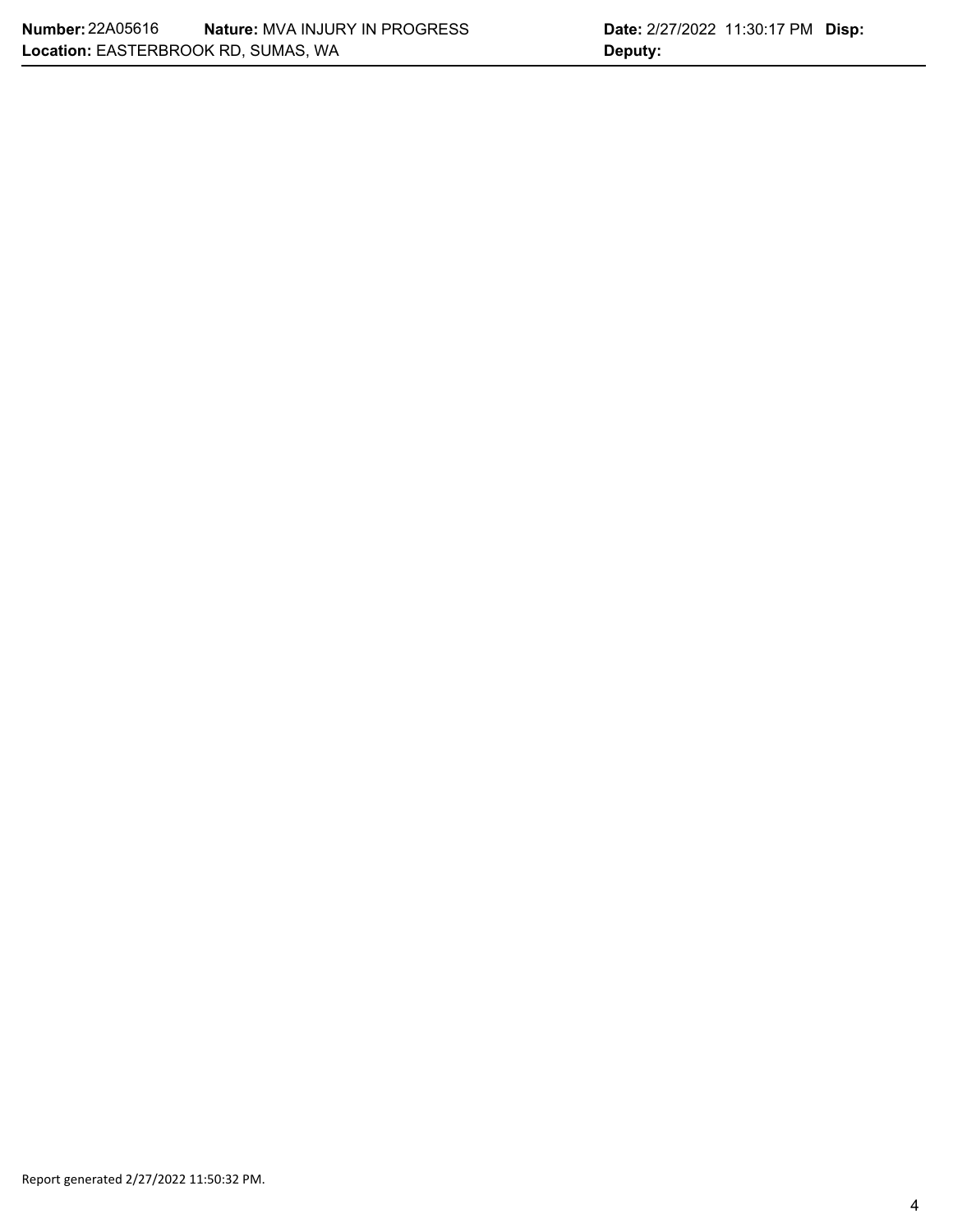**Number:** 22A05616 **Nature:** MVA INJURY IN PROGRESS **Date:** 2/27/2022 11:30:17 PM **Disp:**
**Location:** EASTERBROOK RD, SUMAS, WA **Deputy:**

Report generated 2/27/2022 11:50:32 PM.